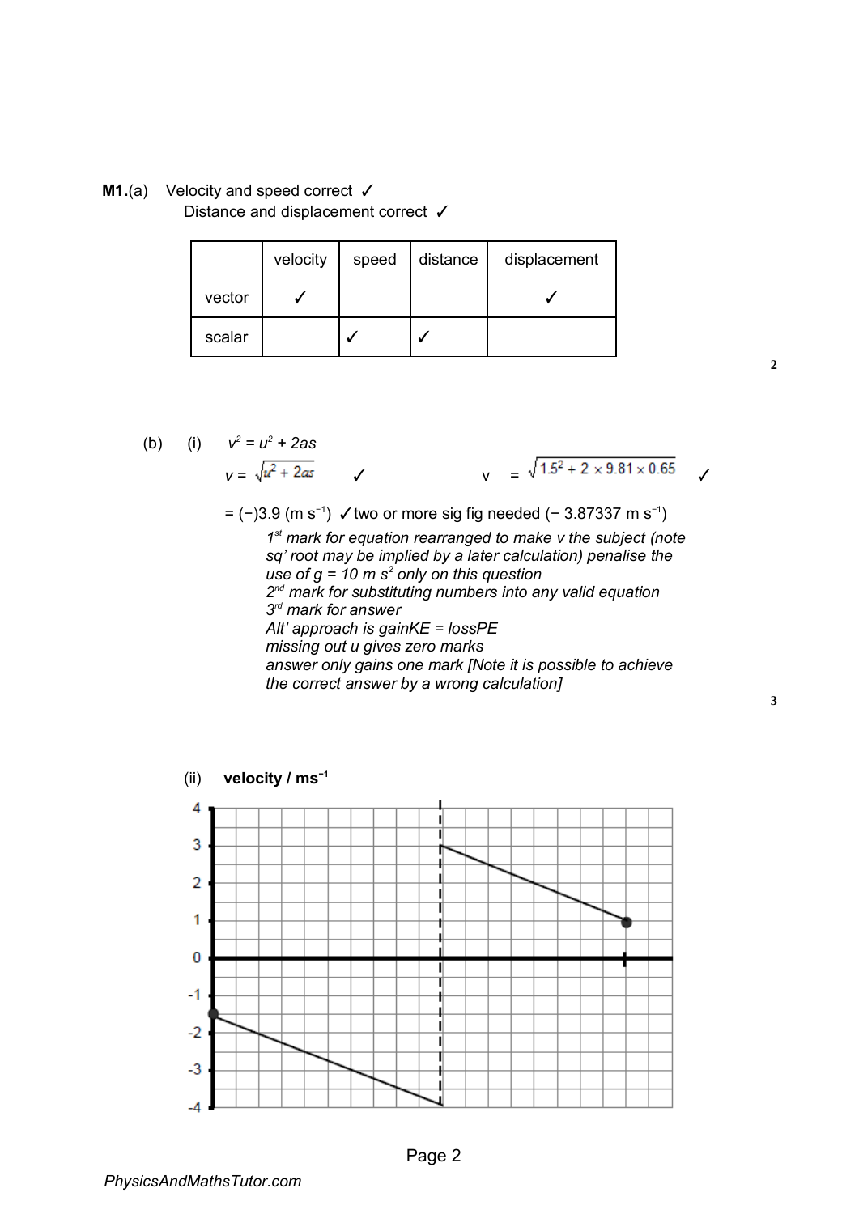**M1.**(a) Velocity and speed correct ✓

Distance and displacement correct ✓

| | velocity | speed | distance | displacement |
|---|---|---|---|---|
| vector | ✓ | | | ✓ |
| scalar | | ✓ | ✓ | |

2

(b) (i) $v^2 = u^2 + 2as$

$v = \sqrt{u^2 + 2as}$ ✓ $\quad v = \sqrt{1.5^2 + 2 \times 9.81 \times 0.65}$ ✓

= (−)3.9 (m $s^{-1}$) ✓two or more sig fig needed (− 3.87337 m $s^{-1}$)

*1st mark for equation rearranged to make v the subject (note sq' root may be implied by a later calculation) penalise the use of g = 10 m $s^2$ only on this question*

*2nd mark for substituting numbers into any valid equation*

*3rd mark for answer*

*Alt' approach is gainKE = lossPE*

*missing out u gives zero marks*

*answer only gains one mark [Note it is possible to achieve the correct answer by a wrong calculation]*

3

(ii) **velocity / ms$^{-1}$**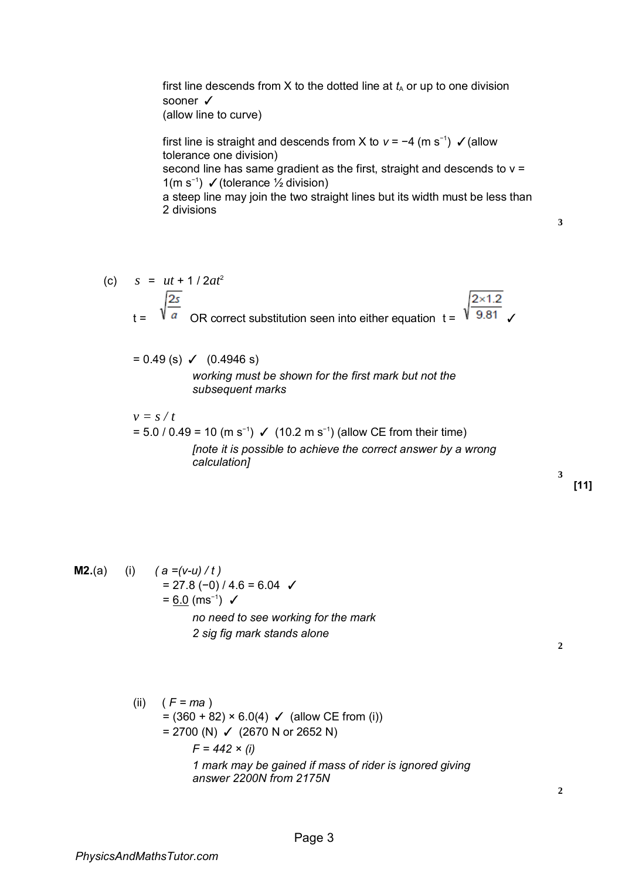first line descends from X to the dotted line at $t_A$ or up to one division sooner ✓
(allow line to curve)

first line is straight and descends from X to $v = -4$ (m s$^{-1}$) ✓(allow tolerance one division)
second line has same gradient as the first, straight and descends to v = 1(m s$^{-1}$) ✓(tolerance ½ division)
a steep line may join the two straight lines but its width must be less than 2 divisions

**3**

(c) $s = ut + 1/2at^2$

$t = \sqrt{\frac{2s}{a}}$ OR correct substitution seen into either equation $t = \sqrt{\frac{2 \times 1.2}{9.81}}$ ✓

= 0.49 (s) ✓ (0.4946 s)

*working must be shown for the first mark but not the subsequent marks*

$v = s / t$
= 5.0 / 0.49 = 10 (m s$^{-1}$) ✓ (10.2 m s$^{-1}$) (allow CE from their time)

*[note it is possible to achieve the correct answer by a wrong calculation]*

**3**

**[11]**

**M2.**(a) (i) *( a =(v-u) / t )*
= 27.8 (−0) / 4.6 = 6.04 ✓
= <u>6.0</u> (ms$^{-1}$) ✓

*no need to see working for the mark*
*2 sig fig mark stands alone*

**2**

(ii) ( *F = ma* )
= (360 + 82) × 6.0(4) ✓ (allow CE from (i))
= 2700 (N) ✓ (2670 N or 2652 N)

*F = 442 × (i)*
*1 mark may be gained if mass of rider is ignored giving answer 2200N from 2175N*

**2**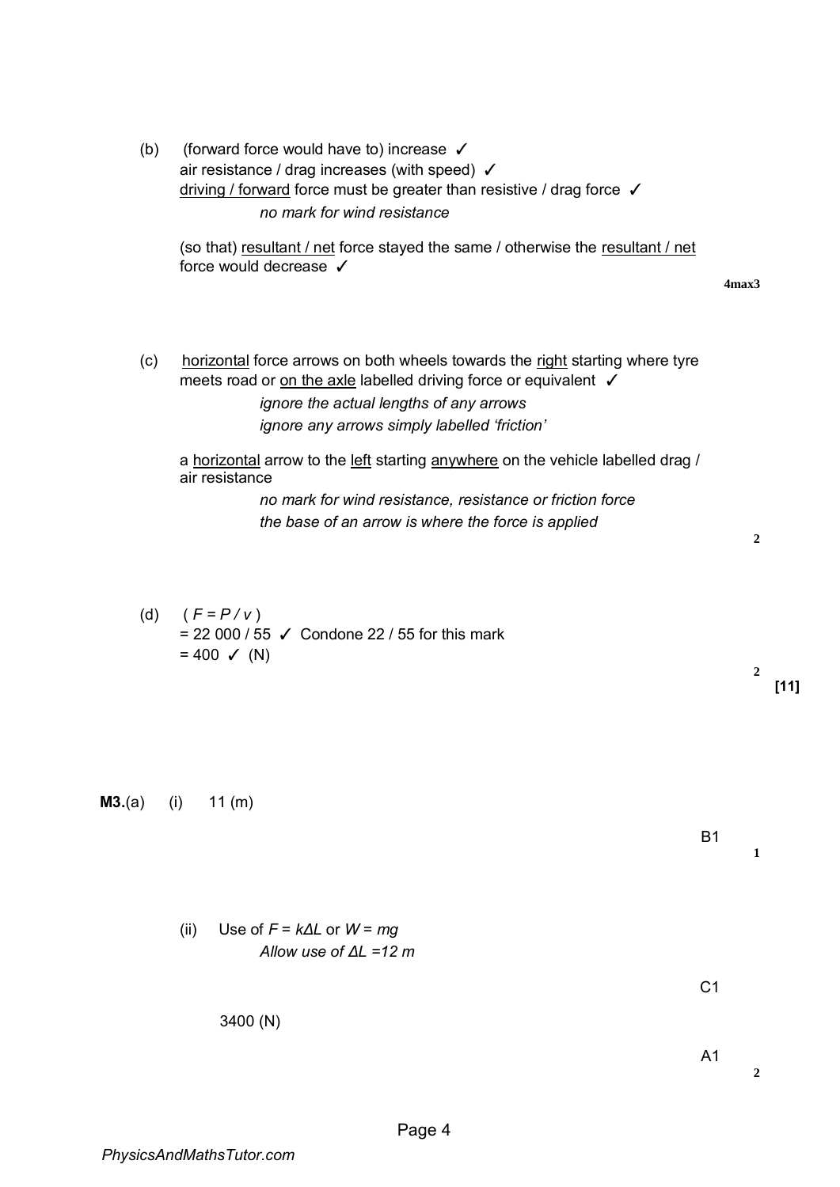(b) (forward force would have to) increase ✓
air resistance / drag increases (with speed) ✓
driving / forward force must be greater than resistive / drag force ✓
*no mark for wind resistance*

(so that) resultant / net force stayed the same / otherwise the resultant / net force would decrease ✓

**4max3**

(c) horizontal force arrows on both wheels towards the right starting where tyre meets road or on the axle labelled driving force or equivalent ✓
*ignore the actual lengths of any arrows*
*ignore any arrows simply labelled 'friction'*

a horizontal arrow to the left starting anywhere on the vehicle labelled drag / air resistance
*no mark for wind resistance, resistance or friction force*
*the base of an arrow is where the force is applied*

**2**

(d) ( $F = P / v$ )
= 22 000 / 55 ✓ Condone 22 / 55 for this mark
= 400 ✓ (N)

**2**

**[11]**

**M3.**(a) (i) 11 (m)

B1 **1**

(ii) Use of $F = k\Delta L$ or $W = mg$
*Allow use of $\Delta L$ =12 m*

C1

3400 (N)

A1 **2**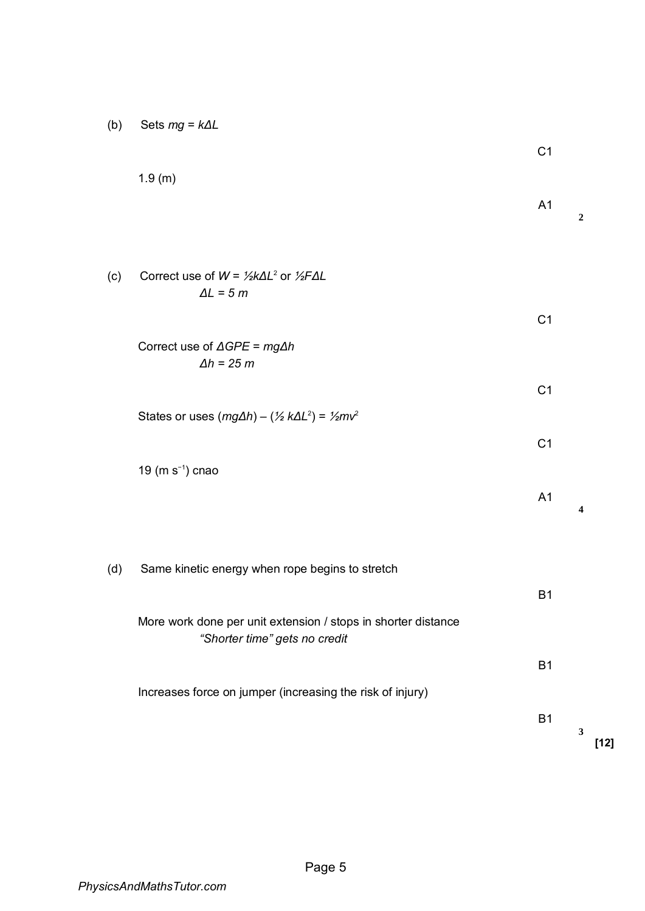(b) Sets $mg = k\Delta L$

C1

1.9 (m)

A1

**2**

(c) Correct use of $W = ½k\Delta L^2$ or $½F\Delta L$

*$\Delta L = 5$ m*

C1

Correct use of $\Delta GPE = mg\Delta h$

*$\Delta h = 25$ m*

C1

States or uses $(mg\Delta h) - (½\, k\Delta L^2) = ½mv^2$

C1

19 (m $s^{-1}$) cnao

A1

**4**

(d) Same kinetic energy when rope begins to stretch

B1

More work done per unit extension / stops in shorter distance

*"Shorter time" gets no credit*

B1

Increases force on jumper (increasing the risk of injury)

B1

**3**

**[12]**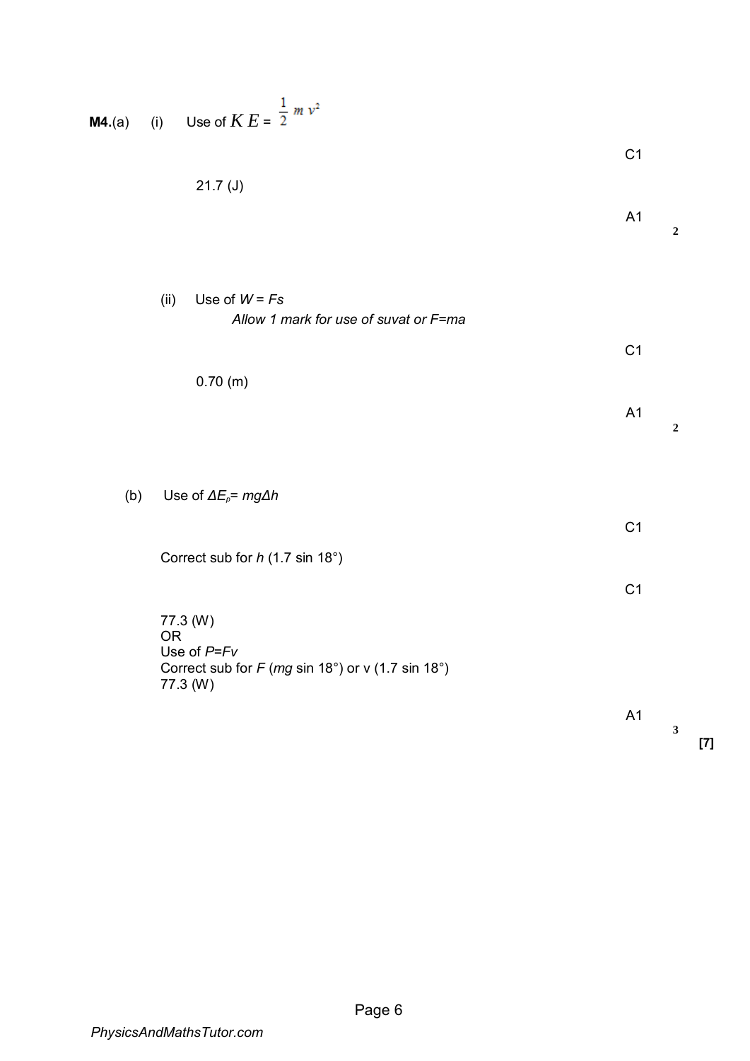**M4.**(a) (i) Use of $KE = \frac{1}{2} m v^2$

C1

21.7 (J)

A1

**2**

(ii) Use of $W = Fs$

*Allow 1 mark for use of suvat or F=ma*

C1

0.70 (m)

A1

**2**

(b) Use of $\Delta E_p = mg\Delta h$

C1

Correct sub for $h$ (1.7 sin 18°)

C1

77.3 (W)
OR
Use of $P=Fv$
Correct sub for $F$ ($mg$ sin 18°) or v (1.7 sin 18°)
77.3 (W)

A1

**3**

**[7]**